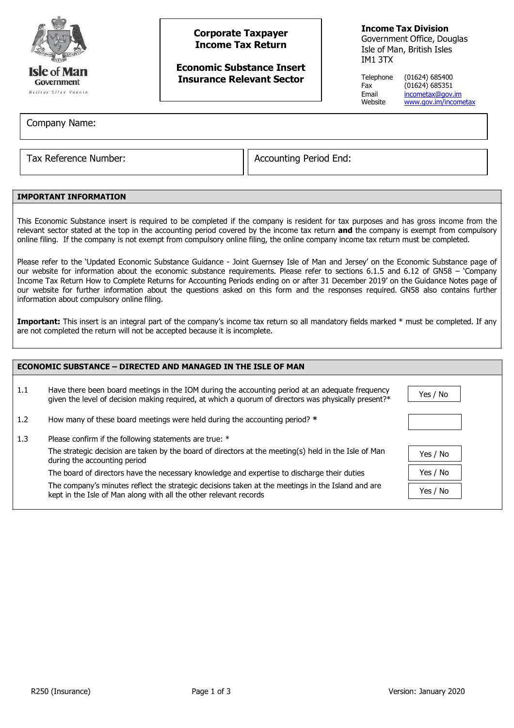Isle of Man Government

Reiltys Ellan Vannin

## Corporate Taxpayer Income Tax Return

## Economic Substance Insert Insurance Relevant Sector

**Income Tax Division**
Government Office, Douglas
Isle of Man, British Isles
IM1 3TX

| | |
|---|---|
| Telephone | (01624) 685400 |
| Fax | (01624) 685351 |
| Email | incometax@gov.im |
| Website | www.gov.im/incometax |

Company Name:

Tax Reference Number:

Accounting Period End:

### IMPORTANT INFORMATION

This Economic Substance insert is required to be completed if the company is resident for tax purposes and has gross income from the relevant sector stated at the top in the accounting period covered by the income tax return **and** the company is exempt from compulsory online filing. If the company is not exempt from compulsory online filing, the online company income tax return must be completed.

Please refer to the 'Updated Economic Substance Guidance - Joint Guernsey Isle of Man and Jersey' on the Economic Substance page of our website for information about the economic substance requirements. Please refer to sections 6.1.5 and 6.12 of GN58 – 'Company Income Tax Return How to Complete Returns for Accounting Periods ending on or after 31 December 2019' on the Guidance Notes page of our website for further information about the questions asked on this form and the responses required. GN58 also contains further information about compulsory online filing.

**Important:** This insert is an integral part of the company's income tax return so all mandatory fields marked * must be completed. If any are not completed the return will not be accepted because it is incomplete.

### ECONOMIC SUBSTANCE – DIRECTED AND MANAGED IN THE ISLE OF MAN

| | | |
|---|---|---|
| 1.1 | Have there been board meetings in the IOM during the accounting period at an adequate frequency given the level of decision making required, at which a quorum of directors was physically present?* | Yes / No |
| 1.2 | How many of these board meetings were held during the accounting period? **\*** | |
| 1.3 | Please confirm if the following statements are true: * | |
| | The strategic decision are taken by the board of directors at the meeting(s) held in the Isle of Man during the accounting period | Yes / No |
| | The board of directors have the necessary knowledge and expertise to discharge their duties | Yes / No |
| | The company's minutes reflect the strategic decisions taken at the meetings in the Island and are kept in the Isle of Man along with all the other relevant records | Yes / No |

R250 (Insurance) Version: January 2020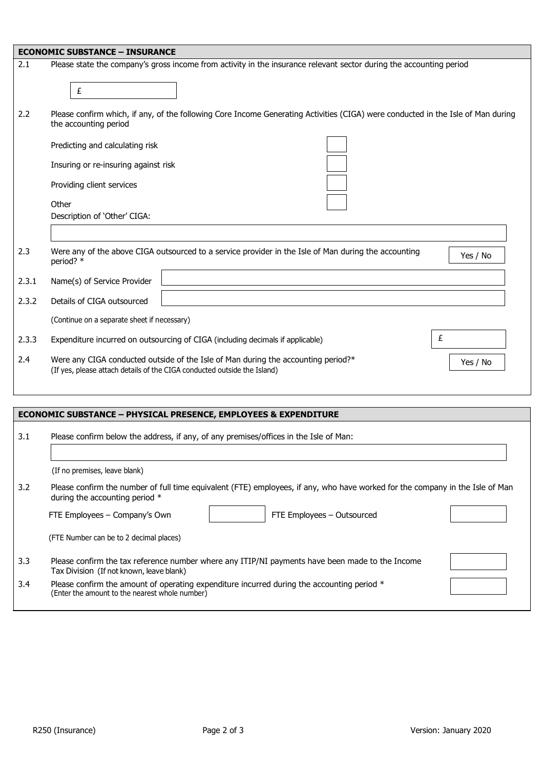## ECONOMIC SUBSTANCE – INSURANCE

2.1 Please state the company's gross income from activity in the insurance relevant sector during the accounting period

£

2.2 Please confirm which, if any, of the following Core Income Generating Activities (CIGA) were conducted in the Isle of Man during the accounting period

- Predicting and calculating risk ☐
- Insuring or re-insuring against risk ☐
- Providing client services ☐
- Other ☐

Description of 'Other' CIGA:

2.3 Were any of the above CIGA outsourced to a service provider in the Isle of Man during the accounting period? * Yes / No

2.3.1 Name(s) of Service Provider

2.3.2 Details of CIGA outsourced

(Continue on a separate sheet if necessary)

2.3.3 Expenditure incurred on outsourcing of CIGA (including decimals if applicable) £

2.4 Were any CIGA conducted outside of the Isle of Man during the accounting period?* Yes / No
(If yes, please attach details of the CIGA conducted outside the Island)

## ECONOMIC SUBSTANCE – PHYSICAL PRESENCE, EMPLOYEES & EXPENDITURE

3.1 Please confirm below the address, if any, of any premises/offices in the Isle of Man:

(If no premises, leave blank)

3.2 Please confirm the number of full time equivalent (FTE) employees, if any, who have worked for the company in the Isle of Man during the accounting period *

FTE Employees – Company's Own | FTE Employees – Outsourced

(FTE Number can be to 2 decimal places)

3.3 Please confirm the tax reference number where any ITIP/NI payments have been made to the Income Tax Division (If not known, leave blank)

3.4 Please confirm the amount of operating expenditure incurred during the accounting period *
(Enter the amount to the nearest whole number)

R250 (Insurance) Version: January 2020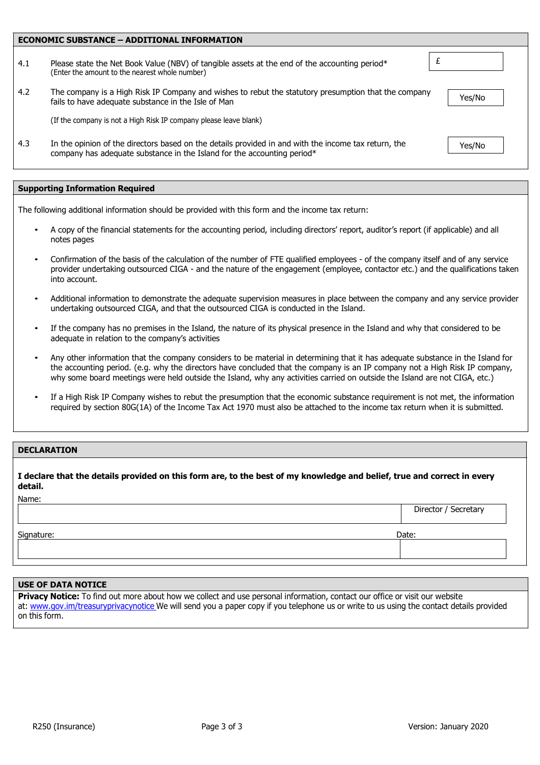## ECONOMIC SUBSTANCE – ADDITIONAL INFORMATION

| | | |
|---|---|---|
| 4.1 | Please state the Net Book Value (NBV) of tangible assets at the end of the accounting period*<br>(Enter the amount to the nearest whole number) | £ |
| 4.2 | The company is a High Risk IP Company and wishes to rebut the statutory presumption that the company fails to have adequate substance in the Isle of Man<br><br>(If the company is not a High Risk IP company please leave blank) | Yes/No |
| 4.3 | In the opinion of the directors based on the details provided in and with the income tax return, the company has adequate substance in the Island for the accounting period* | Yes/No |

## Supporting Information Required

The following additional information should be provided with this form and the income tax return:

- A copy of the financial statements for the accounting period, including directors' report, auditor's report (if applicable) and all notes pages
- Confirmation of the basis of the calculation of the number of FTE qualified employees - of the company itself and of any service provider undertaking outsourced CIGA - and the nature of the engagement (employee, contactor etc.) and the qualifications taken into account.
- Additional information to demonstrate the adequate supervision measures in place between the company and any service provider undertaking outsourced CIGA, and that the outsourced CIGA is conducted in the Island.
- If the company has no premises in the Island, the nature of its physical presence in the Island and why that considered to be adequate in relation to the company's activities
- Any other information that the company considers to be material in determining that it has adequate substance in the Island for the accounting period. (e.g. why the directors have concluded that the company is an IP company not a High Risk IP company, why some board meetings were held outside the Island, why any activities carried on outside the Island are not CIGA, etc.)
- If a High Risk IP Company wishes to rebut the presumption that the economic substance requirement is not met, the information required by section 80G(1A) of the Income Tax Act 1970 must also be attached to the income tax return when it is submitted.

## DECLARATION

**I declare that the details provided on this form are, to the best of my knowledge and belief, true and correct in every detail.**

| Name: | |
|---|---|
| | Director / Secretary |

| Signature: | Date: |
|---|---|
| | |

## USE OF DATA NOTICE

**Privacy Notice:** To find out more about how we collect and use personal information, contact our office or visit our website at: www.gov.im/treasuryprivacynotice We will send you a paper copy if you telephone us or write to us using the contact details provided on this form.

R250 (Insurance) Version: January 2020